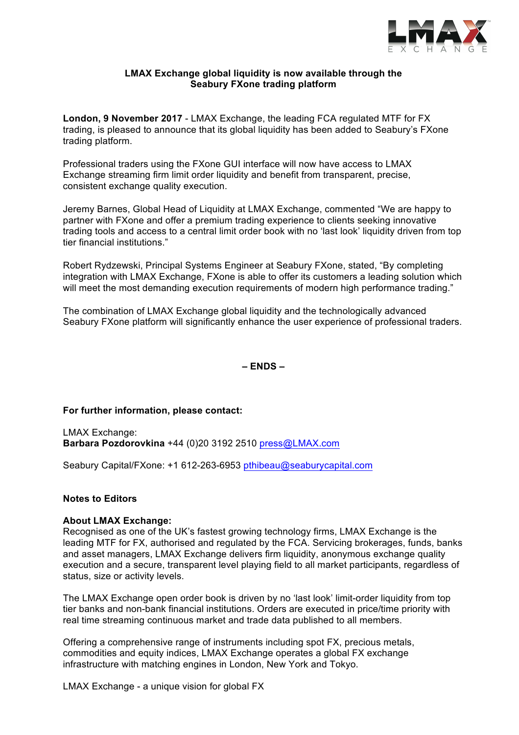# LMAX Exchange global liquidity is now available through the Seabury FXone trading platform

**London, 9 November 2017** - LMAX Exchange, the leading FCA regulated MTF for FX trading, is pleased to announce that its global liquidity has been added to Seabury's FXone trading platform.

Professional traders using the FXone GUI interface will now have access to LMAX Exchange streaming firm limit order liquidity and benefit from transparent, precise, consistent exchange quality execution.

Jeremy Barnes, Global Head of Liquidity at LMAX Exchange, commented "We are happy to partner with FXone and offer a premium trading experience to clients seeking innovative trading tools and access to a central limit order book with no 'last look' liquidity driven from top tier financial institutions."

Robert Rydzewski, Principal Systems Engineer at Seabury FXone, stated, "By completing integration with LMAX Exchange, FXone is able to offer its customers a leading solution which will meet the most demanding execution requirements of modern high performance trading."

The combination of LMAX Exchange global liquidity and the technologically advanced Seabury FXone platform will significantly enhance the user experience of professional traders.

**– ENDS –**

**For further information, please contact:**

LMAX Exchange:
**Barbara Pozdorovkina** +44 (0)20 3192 2510 press@LMAX.com

Seabury Capital/FXone: +1 612-263-6953 pthibeau@seaburycapital.com

**Notes to Editors**

**About LMAX Exchange:**
Recognised as one of the UK's fastest growing technology firms, LMAX Exchange is the leading MTF for FX, authorised and regulated by the FCA. Servicing brokerages, funds, banks and asset managers, LMAX Exchange delivers firm liquidity, anonymous exchange quality execution and a secure, transparent level playing field to all market participants, regardless of status, size or activity levels.

The LMAX Exchange open order book is driven by no 'last look' limit-order liquidity from top tier banks and non-bank financial institutions. Orders are executed in price/time priority with real time streaming continuous market and trade data published to all members.

Offering a comprehensive range of instruments including spot FX, precious metals, commodities and equity indices, LMAX Exchange operates a global FX exchange infrastructure with matching engines in London, New York and Tokyo.

LMAX Exchange - a unique vision for global FX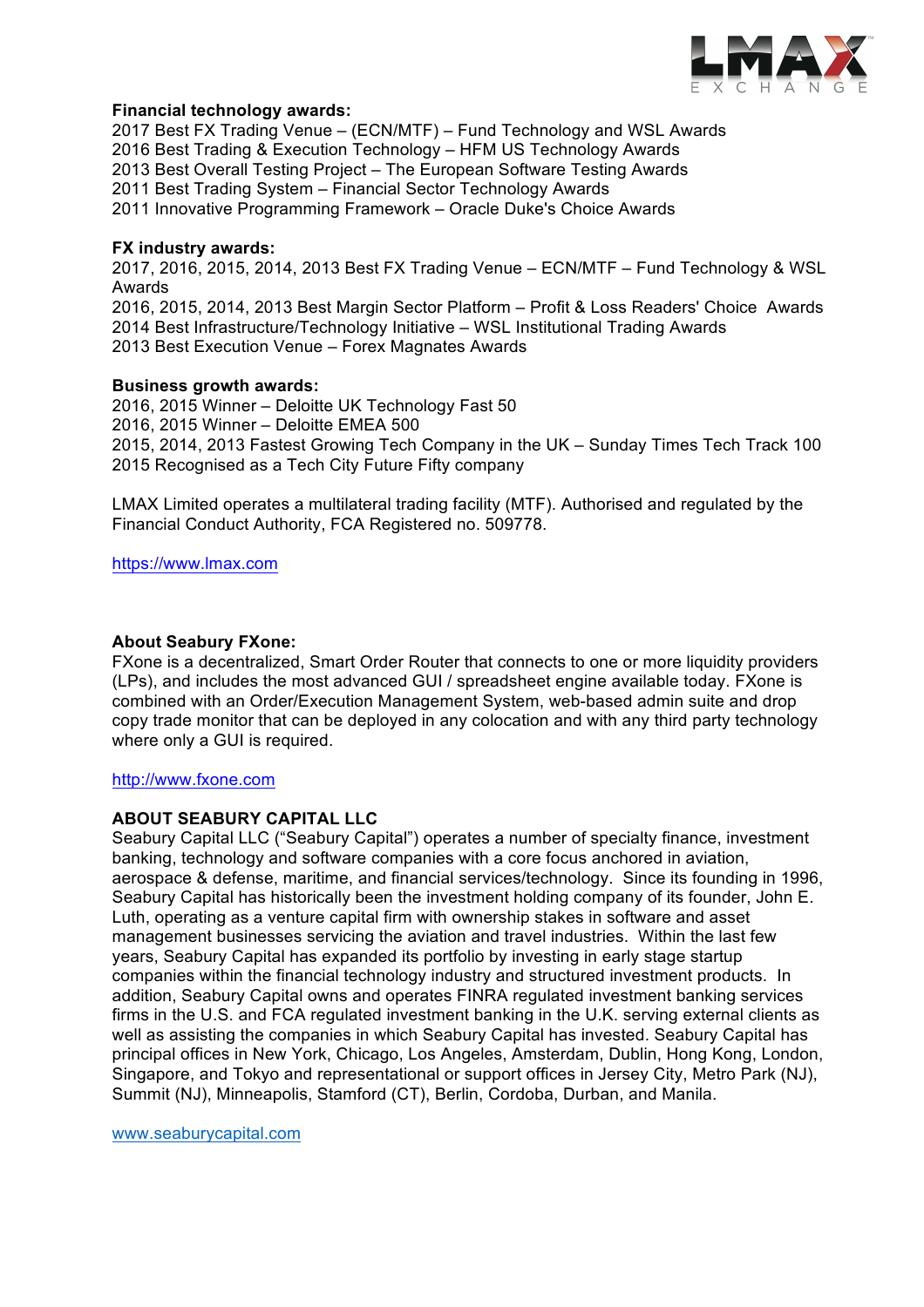**Financial technology awards:**
2017 Best FX Trading Venue – (ECN/MTF) – Fund Technology and WSL Awards
2016 Best Trading & Execution Technology – HFM US Technology Awards
2013 Best Overall Testing Project – The European Software Testing Awards
2011 Best Trading System – Financial Sector Technology Awards
2011 Innovative Programming Framework – Oracle Duke's Choice Awards

**FX industry awards:**
2017, 2016, 2015, 2014, 2013 Best FX Trading Venue – ECN/MTF – Fund Technology & WSL Awards
2016, 2015, 2014, 2013 Best Margin Sector Platform – Profit & Loss Readers' Choice Awards
2014 Best Infrastructure/Technology Initiative – WSL Institutional Trading Awards
2013 Best Execution Venue – Forex Magnates Awards

**Business growth awards:**
2016, 2015 Winner – Deloitte UK Technology Fast 50
2016, 2015 Winner – Deloitte EMEA 500
2015, 2014, 2013 Fastest Growing Tech Company in the UK – Sunday Times Tech Track 100
2015 Recognised as a Tech City Future Fifty company

LMAX Limited operates a multilateral trading facility (MTF). Authorised and regulated by the Financial Conduct Authority, FCA Registered no. 509778.

https://www.lmax.com

**About Seabury FXone:**
FXone is a decentralized, Smart Order Router that connects to one or more liquidity providers (LPs), and includes the most advanced GUI / spreadsheet engine available today. FXone is combined with an Order/Execution Management System, web-based admin suite and drop copy trade monitor that can be deployed in any colocation and with any third party technology where only a GUI is required.

http://www.fxone.com

**ABOUT SEABURY CAPITAL LLC**
Seabury Capital LLC ("Seabury Capital") operates a number of specialty finance, investment banking, technology and software companies with a core focus anchored in aviation, aerospace & defense, maritime, and financial services/technology. Since its founding in 1996, Seabury Capital has historically been the investment holding company of its founder, John E. Luth, operating as a venture capital firm with ownership stakes in software and asset management businesses servicing the aviation and travel industries. Within the last few years, Seabury Capital has expanded its portfolio by investing in early stage startup companies within the financial technology industry and structured investment products. In addition, Seabury Capital owns and operates FINRA regulated investment banking services firms in the U.S. and FCA regulated investment banking in the U.K. serving external clients as well as assisting the companies in which Seabury Capital has invested. Seabury Capital has principal offices in New York, Chicago, Los Angeles, Amsterdam, Dublin, Hong Kong, London, Singapore, and Tokyo and representational or support offices in Jersey City, Metro Park (NJ), Summit (NJ), Minneapolis, Stamford (CT), Berlin, Cordoba, Durban, and Manila.

www.seaburycapital.com